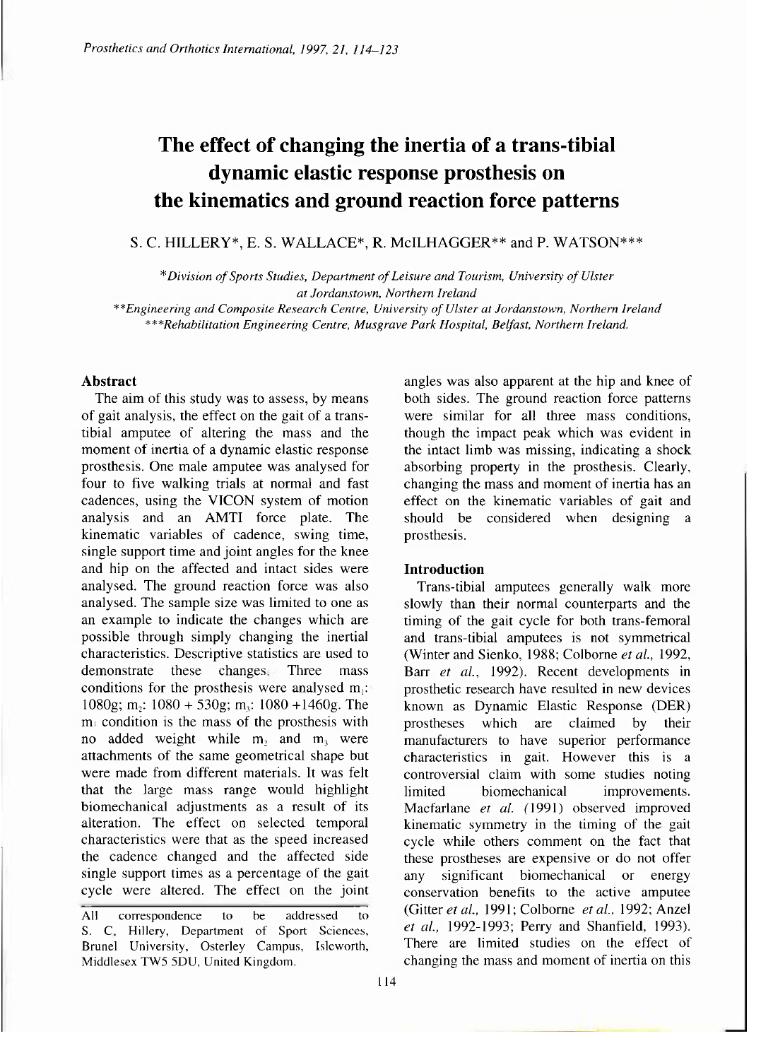# The effect of changing the inertia of a trans-tibial dynamic elastic response prosthesis on the kinematics and ground reaction force patterns

S. C. HILLERY*, E. S. WALLACE*, R. McILHAGGER** and P. WATSON***

*\*Division of Sports Studies, Department of Leisure and Tourism, University of Ulster at Jordanstown, Northern Ireland*
*\*\*Engineering and Composite Research Centre, University of Ulster at Jordanstown, Northern Ireland*
*\*\*\*Rehabilitation Engineering Centre, Musgrave Park Hospital, Belfast, Northern Ireland.*

## Abstract

The aim of this study was to assess, by means of gait analysis, the effect on the gait of a trans-tibial amputee of altering the mass and the moment of inertia of a dynamic elastic response prosthesis. One male amputee was analysed for four to five walking trials at normal and fast cadences, using the VICON system of motion analysis and an AMTI force plate. The kinematic variables of cadence, swing time, single support time and joint angles for the knee and hip on the affected and intact sides were analysed. The ground reaction force was also analysed. The sample size was limited to one as an example to indicate the changes which are possible through simply changing the inertial characteristics. Descriptive statistics are used to demonstrate these changes. Three mass conditions for the prosthesis were analysed $m_1$: 1080g; $m_2$: 1080 + 530g; $m_3$: 1080 +1460g. The $m_1$ condition is the mass of the prosthesis with no added weight while $m_2$ and $m_3$ were attachments of the same geometrical shape but were made from different materials. It was felt that the large mass range would highlight biomechanical adjustments as a result of its alteration. The effect on selected temporal characteristics were that as the speed increased the cadence changed and the affected side single support times as a percentage of the gait cycle were altered. The effect on the joint angles was also apparent at the hip and knee of both sides. The ground reaction force patterns were similar for all three mass conditions, though the impact peak which was evident in the intact limb was missing, indicating a shock absorbing property in the prosthesis. Clearly, changing the mass and moment of inertia has an effect on the kinematic variables of gait and should be considered when designing a prosthesis.

All correspondence to be addressed to S. C. Hillery, Department of Sport Sciences, Brunel University, Osterley Campus, Isleworth, Middlesex TW5 5DU, United Kingdom.

## Introduction

Trans-tibial amputees generally walk more slowly than their normal counterparts and the timing of the gait cycle for both trans-femoral and trans-tibial amputees is not symmetrical (Winter and Sienko, 1988; Colborne *et al.,* 1992, Barr *et al.,* 1992). Recent developments in prosthetic research have resulted in new devices known as Dynamic Elastic Response (DER) prostheses which are claimed by their manufacturers to have superior performance characteristics in gait. However this is a controversial claim with some studies noting limited biomechanical improvements. Macfarlane *et al.* (1991) observed improved kinematic symmetry in the timing of the gait cycle while others comment on the fact that these prostheses are expensive or do not offer any significant biomechanical or energy conservation benefits to the active amputee (Gitter *et al.,* 1991; Colborne *et al.,* 1992; Anzel *et al.,* 1992-1993; Perry and Shanfield, 1993). There are limited studies on the effect of changing the mass and moment of inertia on this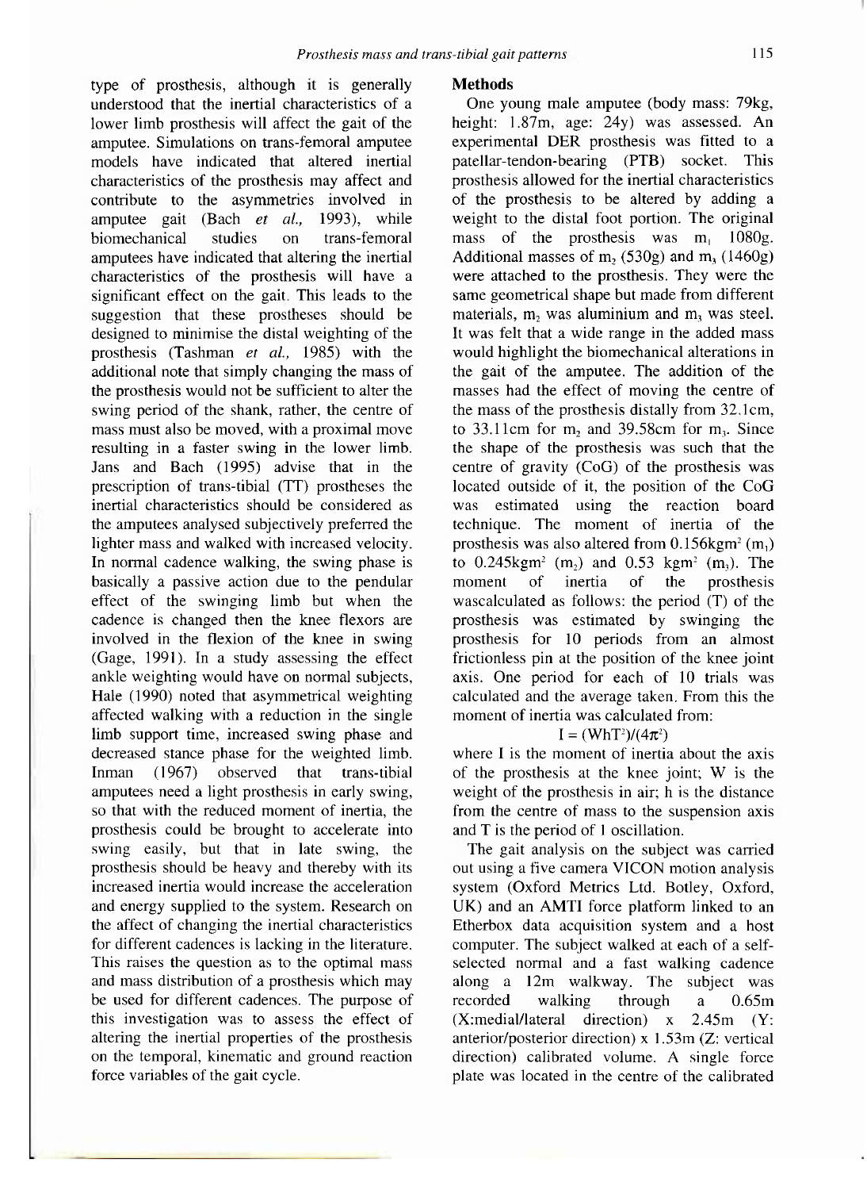type of prosthesis, although it is generally understood that the inertial characteristics of a lower limb prosthesis will affect the gait of the amputee. Simulations on trans-femoral amputee models have indicated that altered inertial characteristics of the prosthesis may affect and contribute to the asymmetries involved in amputee gait (Bach *et al.,* 1993), while biomechanical studies on trans-femoral amputees have indicated that altering the inertial characteristics of the prosthesis will have a significant effect on the gait. This leads to the suggestion that these prostheses should be designed to minimise the distal weighting of the prosthesis (Tashman *et al.,* 1985) with the additional note that simply changing the mass of the prosthesis would not be sufficient to alter the swing period of the shank, rather, the centre of mass must also be moved, with a proximal move resulting in a faster swing in the lower limb. Jans and Bach (1995) advise that in the prescription of trans-tibial (TT) prostheses the inertial characteristics should be considered as the amputees analysed subjectively preferred the lighter mass and walked with increased velocity. In normal cadence walking, the swing phase is basically a passive action due to the pendular effect of the swinging limb but when the cadence is changed then the knee flexors are involved in the flexion of the knee in swing (Gage, 1991). In a study assessing the effect ankle weighting would have on normal subjects, Hale (1990) noted that asymmetrical weighting affected walking with a reduction in the single limb support time, increased swing phase and decreased stance phase for the weighted limb. Inman (1967) observed that trans-tibial amputees need a light prosthesis in early swing, so that with the reduced moment of inertia, the prosthesis could be brought to accelerate into swing easily, but that in late swing, the prosthesis should be heavy and thereby with its increased inertia would increase the acceleration and energy supplied to the system. Research on the affect of changing the inertial characteristics for different cadences is lacking in the literature. This raises the question as to the optimal mass and mass distribution of a prosthesis which may be used for different cadences. The purpose of this investigation was to assess the effect of altering the inertial properties of the prosthesis on the temporal, kinematic and ground reaction force variables of the gait cycle.

## Methods

One young male amputee (body mass: 79kg, height: 1.87m, age: 24y) was assessed. An experimental DER prosthesis was fitted to a patellar-tendon-bearing (PTB) socket. This prosthesis allowed for the inertial characteristics of the prosthesis to be altered by adding a weight to the distal foot portion. The original mass of the prosthesis was $m_1$ 1080g. Additional masses of $m_2$ (530g) and $m_3$ (1460g) were attached to the prosthesis. They were the same geometrical shape but made from different materials, $m_2$ was aluminium and $m_3$ was steel. It was felt that a wide range in the added mass would highlight the biomechanical alterations in the gait of the amputee. The addition of the masses had the effect of moving the centre of the mass of the prosthesis distally from 32.1cm, to 33.11cm for $m_2$ and 39.58cm for $m_3$. Since the shape of the prosthesis was such that the centre of gravity (CoG) of the prosthesis was located outside of it, the position of the CoG was estimated using the reaction board technique. The moment of inertia of the prosthesis was also altered from 0.156kgm$^2$ ($m_1$) to 0.245kgm$^2$ ($m_2$) and 0.53 kgm$^2$ ($m_3$). The moment of inertia of the prosthesis wascalculated as follows: the period (T) of the prosthesis was estimated by swinging the prosthesis for 10 periods from an almost frictionless pin at the position of the knee joint axis. One period for each of 10 trials was calculated and the average taken. From this the moment of inertia was calculated from:

$$I = (WhT^2)/(4\pi^2)$$

where I is the moment of inertia about the axis of the prosthesis at the knee joint; W is the weight of the prosthesis in air; h is the distance from the centre of mass to the suspension axis and T is the period of 1 oscillation.

The gait analysis on the subject was carried out using a five camera VICON motion analysis system (Oxford Metrics Ltd. Botley, Oxford, UK) and an AMTI force platform linked to an Etherbox data acquisition system and a host computer. The subject walked at each of a self-selected normal and a fast walking cadence along a 12m walkway. The subject was recorded walking through a 0.65m (X:medial/lateral direction) x 2.45m (Y: anterior/posterior direction) x 1.53m (Z: vertical direction) calibrated volume. A single force plate was located in the centre of the calibrated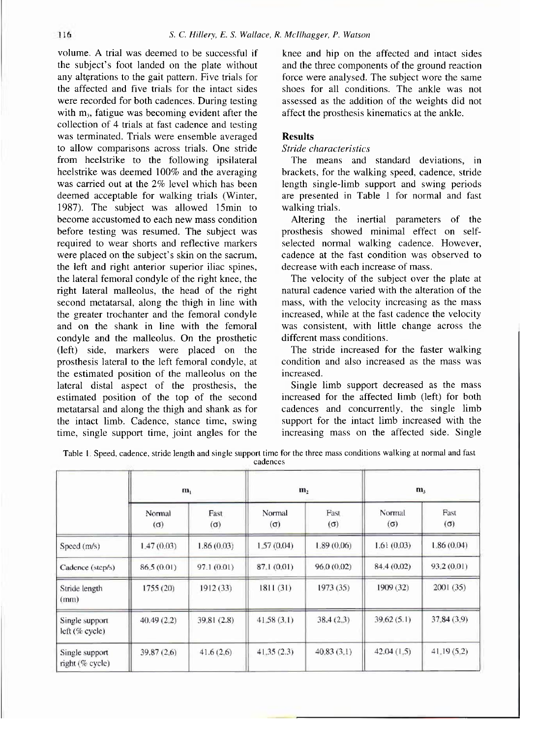volume. A trial was deemed to be successful if the subject's foot landed on the plate without any alterations to the gait pattern. Five trials for the affected and five trials for the intact sides were recorded for both cadences. During testing with $m_3$, fatigue was becoming evident after the collection of 4 trials at fast cadence and testing was terminated. Trials were ensemble averaged to allow comparisons across trials. One stride from heelstrike to the following ipsilateral heelstrike was deemed 100% and the averaging was carried out at the 2% level which has been deemed acceptable for walking trials (Winter, 1987). The subject was allowed 15min to become accustomed to each new mass condition before testing was resumed. The subject was required to wear shorts and reflective markers were placed on the subject's skin on the sacrum, the left and right anterior superior iliac spines, the lateral femoral condyle of the right knee, the right lateral malleolus, the head of the right second metatarsal, along the thigh in line with the greater trochanter and the femoral condyle and on the shank in line with the femoral condyle and the malleolus. On the prosthetic (left) side, markers were placed on the prosthesis lateral to the left femoral condyle, at the estimated position of the malleolus on the lateral distal aspect of the prosthesis, the estimated position of the top of the second metatarsal and along the thigh and shank as for the intact limb. Cadence, stance time, swing time, single support time, joint angles for the knee and hip on the affected and intact sides and the three components of the ground reaction force were analysed. The subject wore the same shoes for all conditions. The ankle was not assessed as the addition of the weights did not affect the prosthesis kinematics at the ankle.

## Results

### *Stride characteristics*

The means and standard deviations, in brackets, for the walking speed, cadence, stride length single-limb support and swing periods are presented in Table 1 for normal and fast walking trials.

Altering the inertial parameters of the prosthesis showed minimal effect on self-selected normal walking cadence. However, cadence at the fast condition was observed to decrease with each increase of mass.

The velocity of the subject over the plate at natural cadence varied with the alteration of the mass, with the velocity increasing as the mass increased, while at the fast cadence the velocity was consistent, with little change across the different mass conditions.

The stride increased for the faster walking condition and also increased as the mass was increased.

Single limb support decreased as the mass increased for the affected limb (left) for both cadences and concurrently, the single limb support for the intact limb increased with the increasing mass on the affected side. Single

Table 1. Speed, cadence, stride length and single support time for the three mass conditions walking at normal and fast cadences

| | $m_1$ | | $m_2$ | | $m_3$ | |
|---|---|---|---|---|---|---|
| | Normal ($\sigma$) | Fast ($\sigma$) | Normal ($\sigma$) | Fast ($\sigma$) | Normal ($\sigma$) | Fast ($\sigma$) |
| Speed (m/s) | 1.47 (0.03) | 1.86 (0.03) | 1.57 (0.04) | 1.89 (0.06) | 1.61 (0.03) | 1.86 (0.04) |
| Cadence (step/s) | 86.5 (0.01) | 97.1 (0.01) | 87.1 (0.01) | 96.0 (0.02) | 84.4 (0.02) | 93.2 (0.01) |
| Stride length (mm) | 1755 (20) | 1912 (33) | 1811 (31) | 1973 (35) | 1909 (32) | 2001 (35) |
| Single support left (% cycle) | 40.49 (2.2) | 39.81 (2.8) | 41.58 (3.1) | 38.4 (2.3) | 39.62 (5.1) | 37.84 (3.9) |
| Single support right (% cycle) | 39.87 (2.6) | 41.6 (2.6) | 41.35 (2.3) | 40.83 (3.1) | 42.04 (1.5) | 41.19 (5.2) |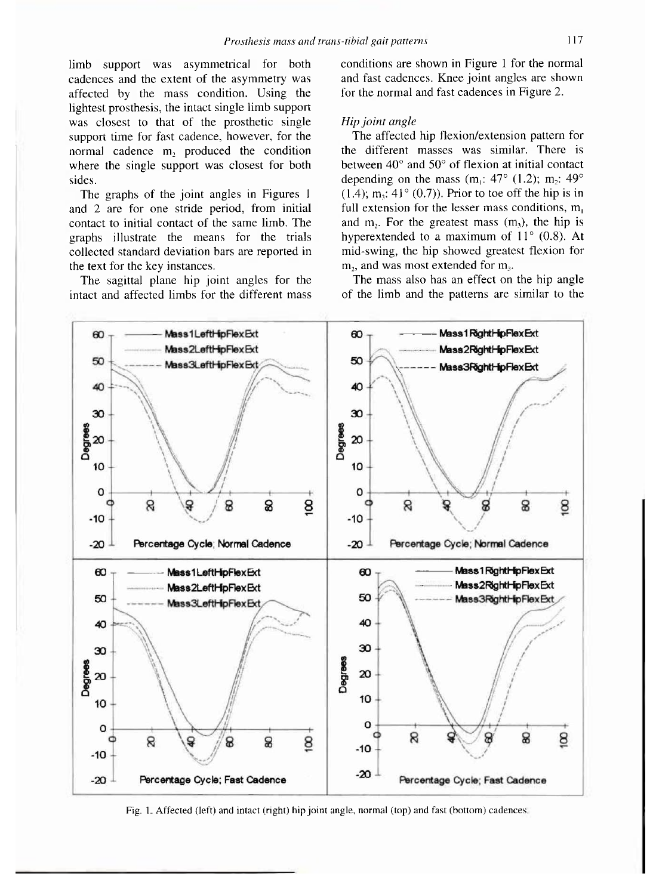limb support was asymmetrical for both cadences and the extent of the asymmetry was affected by the mass condition. Using the lightest prosthesis, the intact single limb support was closest to that of the prosthetic single support time for fast cadence, however, for the normal cadence $m_2$ produced the condition where the single support was closest for both sides.

The graphs of the joint angles in Figures 1 and 2 are for one stride period, from initial contact to initial contact of the same limb. The graphs illustrate the means for the trials collected standard deviation bars are reported in the text for the key instances.

The sagittal plane hip joint angles for the intact and affected limbs for the different mass conditions are shown in Figure 1 for the normal and fast cadences. Knee joint angles are shown for the normal and fast cadences in Figure 2.

*Hip joint angle*

The affected hip flexion/extension pattern for the different masses was similar. There is between 40° and 50° of flexion at initial contact depending on the mass ($m_1$: 47° (1.2); $m_2$: 49° (1.4); $m_3$: 41° (0.7)). Prior to toe off the hip is in full extension for the lesser mass conditions, $m_1$ and $m_2$. For the greatest mass ($m_3$), the hip is hyperextended to a maximum of 11° (0.8). At mid-swing, the hip showed greatest flexion for $m_2$, and was most extended for $m_3$.

The mass also has an effect on the hip angle of the limb and the patterns are similar to the

Fig. 1. Affected (left) and intact (right) hip joint angle, normal (top) and fast (bottom) cadences.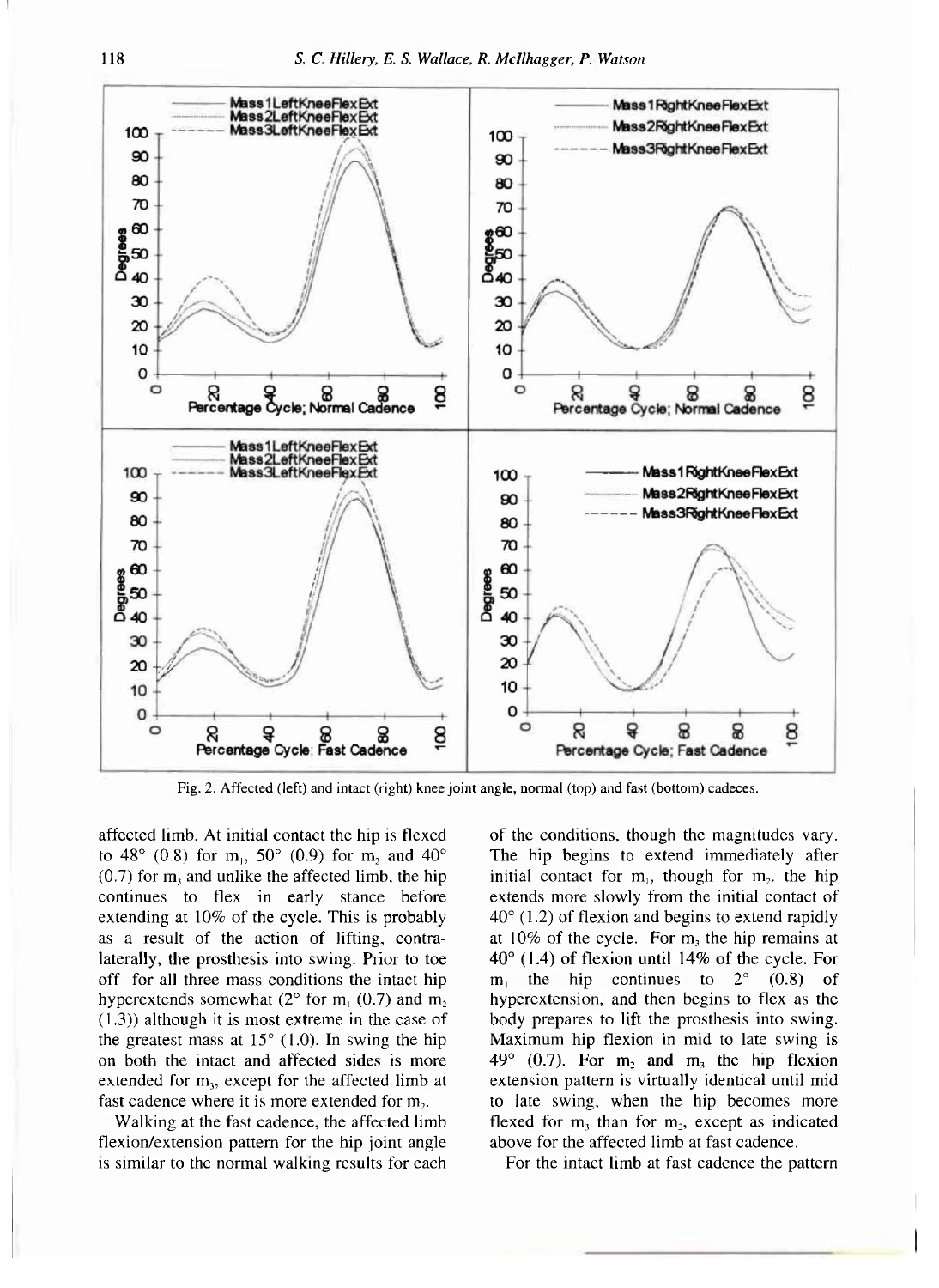Fig. 2. Affected (left) and intact (right) knee joint angle, normal (top) and fast (bottom) cadeces.

affected limb. At initial contact the hip is flexed to 48° (0.8) for $m_1$, 50° (0.9) for $m_2$ and 40° (0.7) for $m_3$ and unlike the affected limb, the hip continues to flex in early stance before extending at 10% of the cycle. This is probably as a result of the action of lifting, contralaterally, the prosthesis into swing. Prior to toe off for all three mass conditions the intact hip hyperextends somewhat (2° for $m_1$ (0.7) and $m_2$ (1.3)) although it is most extreme in the case of the greatest mass at 15° (1.0). In swing the hip on both the intact and affected sides is more extended for $m_3$, except for the affected limb at fast cadence where it is more extended for $m_2$.

Walking at the fast cadence, the affected limb flexion/extension pattern for the hip joint angle is similar to the normal walking results for each of the conditions, though the magnitudes vary. The hip begins to extend immediately after initial contact for $m_1$, though for $m_2$, the hip extends more slowly from the initial contact of 40° (1.2) of flexion and begins to extend rapidly at 10% of the cycle. For $m_3$ the hip remains at 40° (1.4) of flexion until 14% of the cycle. For $m_1$ the hip continues to 2° (0.8) of hyperextension, and then begins to flex as the body prepares to lift the prosthesis into swing. Maximum hip flexion in mid to late swing is 49° (0.7). For $m_2$ and $m_3$ the hip flexion extension pattern is virtually identical until mid to late swing, when the hip becomes more flexed for $m_3$ than for $m_2$, except as indicated above for the affected limb at fast cadence.

For the intact limb at fast cadence the pattern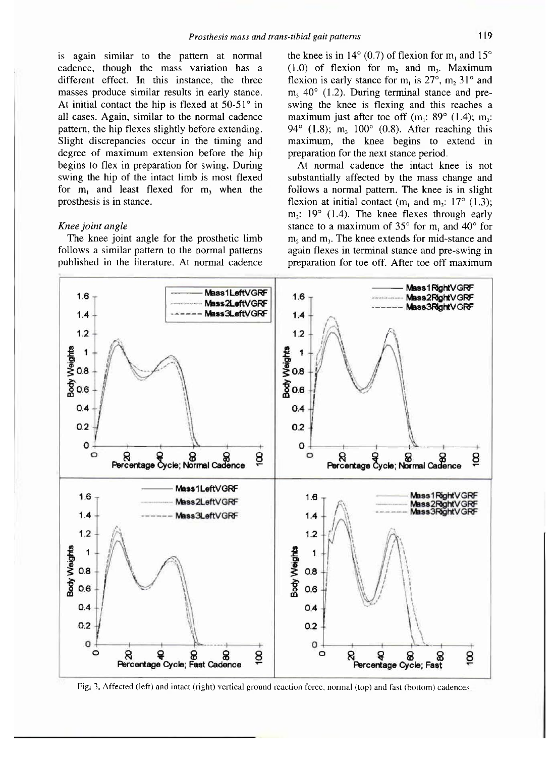is again similar to the pattern at normal cadence, though the mass variation has a different effect. In this instance, the three masses produce similar results in early stance. At initial contact the hip is flexed at 50-51° in all cases. Again, similar to the normal cadence pattern, the hip flexes slightly before extending. Slight discrepancies occur in the timing and degree of maximum extension before the hip begins to flex in preparation for swing. During swing the hip of the intact limb is most flexed for $m_1$ and least flexed for $m_3$ when the prosthesis is in stance.

*Knee joint angle*

The knee joint angle for the prosthetic limb follows a similar pattern to the normal patterns published in the literature. At normal cadence the knee is in 14° (0.7) of flexion for $m_1$ and 15° (1.0) of flexion for $m_2$ and $m_3$. Maximum flexion is early stance for $m_1$ is 27°, $m_2$ 31° and $m_3$ 40° (1.2). During terminal stance and pre-swing the knee is flexing and this reaches a maximum just after toe off ($m_1$: 89° (1.4); $m_2$: 94° (1.8); $m_3$ 100° (0.8). After reaching this maximum, the knee begins to extend in preparation for the next stance period.

At normal cadence the intact knee is not substantially affected by the mass change and follows a normal pattern. The knee is in slight flexion at initial contact ($m_1$ and $m_3$: 17° (1.3); $m_2$: 19° (1.4). The knee flexes through early stance to a maximum of 35° for $m_1$ and 40° for $m_2$ and $m_3$. The knee extends for mid-stance and again flexes in terminal stance and pre-swing in preparation for toe off. After toe off maximum

Fig. 3. Affected (left) and intact (right) vertical ground reaction force, normal (top) and fast (bottom) cadences.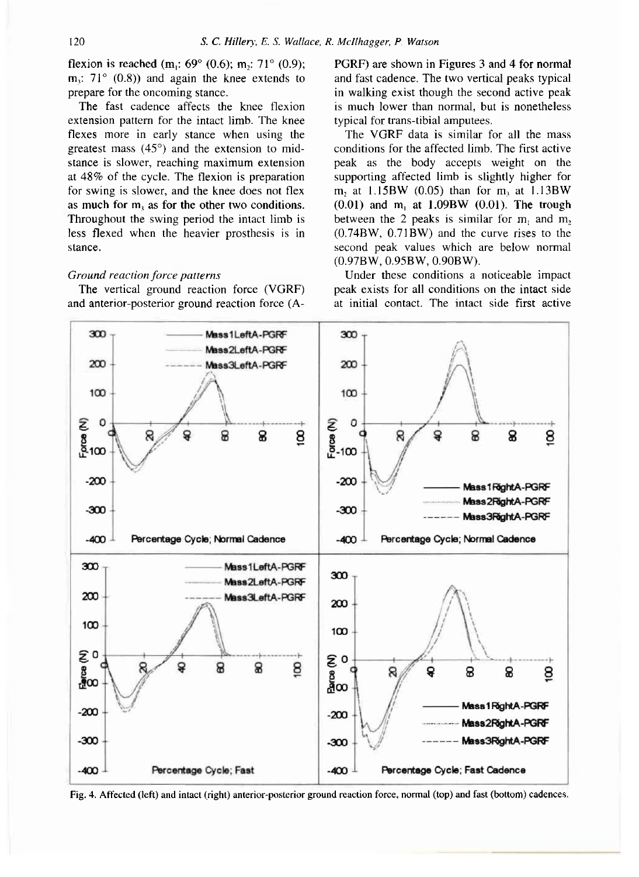flexion is reached ($m_1$: 69° (0.6); $m_2$: 71° (0.9); $m_3$: 71° (0.8)) and again the knee extends to prepare for the oncoming stance.

The fast cadence affects the knee flexion extension pattern for the intact limb. The knee flexes more in early stance when using the greatest mass (45°) and the extension to mid-stance is slower, reaching maximum extension at 48% of the cycle. The flexion is preparation for swing is slower, and the knee does not flex as much for $m_3$ as for the other two conditions. Throughout the swing period the intact limb is less flexed when the heavier prosthesis is in stance.

*Ground reaction force patterns*

The vertical ground reaction force (VGRF) and anterior-posterior ground reaction force (A-PGRF) are shown in Figures 3 and 4 for normal and fast cadence. The two vertical peaks typical in walking exist though the second active peak is much lower than normal, but is nonetheless typical for trans-tibial amputees.

The VGRF data is similar for all the mass conditions for the affected limb. The first active peak as the body accepts weight on the supporting affected limb is slightly higher for $m_2$ at 1.15BW (0.05) than for $m_3$ at 1.13BW (0.01) and $m_1$ at 1.09BW (0.01). The trough between the 2 peaks is similar for $m_1$ and $m_2$ (0.74BW, 0.71BW) and the curve rises to the second peak values which are below normal (0.97BW, 0.95BW, 0.90BW).

Under these conditions a noticeable impact peak exists for all conditions on the intact side at initial contact. The intact side first active

Fig. 4. Affected (left) and intact (right) anterior-posterior ground reaction force, normal (top) and fast (bottom) cadences.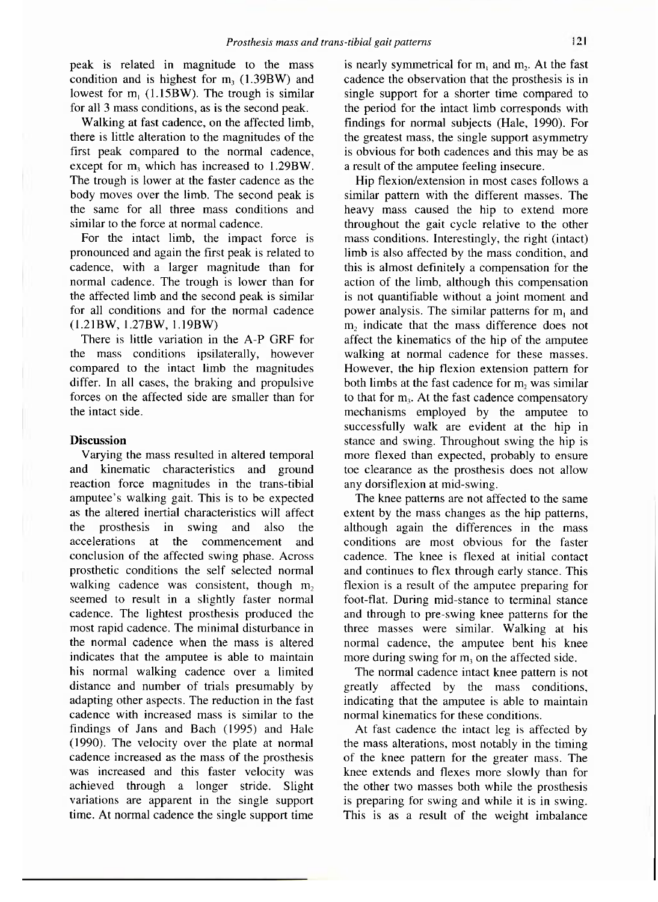peak is related in magnitude to the mass condition and is highest for $m_3$ (1.39BW) and lowest for $m_1$ (1.15BW). The trough is similar for all 3 mass conditions, as is the second peak.

Walking at fast cadence, on the affected limb, there is little alteration to the magnitudes of the first peak compared to the normal cadence, except for $m_3$ which has increased to 1.29BW. The trough is lower at the faster cadence as the body moves over the limb. The second peak is the same for all three mass conditions and similar to the force at normal cadence.

For the intact limb, the impact force is pronounced and again the first peak is related to cadence, with a larger magnitude than for normal cadence. The trough is lower than for the affected limb and the second peak is similar for all conditions and for the normal cadence (1.21BW, 1.27BW, 1.19BW)

There is little variation in the A-P GRF for the mass conditions ipsilaterally, however compared to the intact limb the magnitudes differ. In all cases, the braking and propulsive forces on the affected side are smaller than for the intact side.

## Discussion

Varying the mass resulted in altered temporal and kinematic characteristics and ground reaction force magnitudes in the trans-tibial amputee's walking gait. This is to be expected as the altered inertial characteristics will affect the prosthesis in swing and also the accelerations at the commencement and conclusion of the affected swing phase. Across prosthetic conditions the self selected normal walking cadence was consistent, though $m_2$ seemed to result in a slightly faster normal cadence. The lightest prosthesis produced the most rapid cadence. The minimal disturbance in the normal cadence when the mass is altered indicates that the amputee is able to maintain his normal walking cadence over a limited distance and number of trials presumably by adapting other aspects. The reduction in the fast cadence with increased mass is similar to the findings of Jans and Bach (1995) and Hale (1990). The velocity over the plate at normal cadence increased as the mass of the prosthesis was increased and this faster velocity was achieved through a longer stride. Slight variations are apparent in the single support time. At normal cadence the single support time is nearly symmetrical for $m_1$ and $m_2$. At the fast cadence the observation that the prosthesis is in single support for a shorter time compared to the period for the intact limb corresponds with findings for normal subjects (Hale, 1990). For the greatest mass, the single support asymmetry is obvious for both cadences and this may be as a result of the amputee feeling insecure.

Hip flexion/extension in most cases follows a similar pattern with the different masses. The heavy mass caused the hip to extend more throughout the gait cycle relative to the other mass conditions. Interestingly, the right (intact) limb is also affected by the mass condition, and this is almost definitely a compensation for the action of the limb, although this compensation is not quantifiable without a joint moment and power analysis. The similar patterns for $m_1$ and $m_2$ indicate that the mass difference does not affect the kinematics of the hip of the amputee walking at normal cadence for these masses. However, the hip flexion extension pattern for both limbs at the fast cadence for $m_2$ was similar to that for $m_3$. At the fast cadence compensatory mechanisms employed by the amputee to successfully walk are evident at the hip in stance and swing. Throughout swing the hip is more flexed than expected, probably to ensure toe clearance as the prosthesis does not allow any dorsiflexion at mid-swing.

The knee patterns are not affected to the same extent by the mass changes as the hip patterns, although again the differences in the mass conditions are most obvious for the faster cadence. The knee is flexed at initial contact and continues to flex through early stance. This flexion is a result of the amputee preparing for foot-flat. During mid-stance to terminal stance and through to pre-swing knee patterns for the three masses were similar. Walking at his normal cadence, the amputee bent his knee more during swing for $m_3$ on the affected side.

The normal cadence intact knee pattern is not greatly affected by the mass conditions, indicating that the amputee is able to maintain normal kinematics for these conditions.

At fast cadence the intact leg is affected by the mass alterations, most notably in the timing of the knee pattern for the greater mass. The knee extends and flexes more slowly than for the other two masses both while the prosthesis is preparing for swing and while it is in swing. This is as a result of the weight imbalance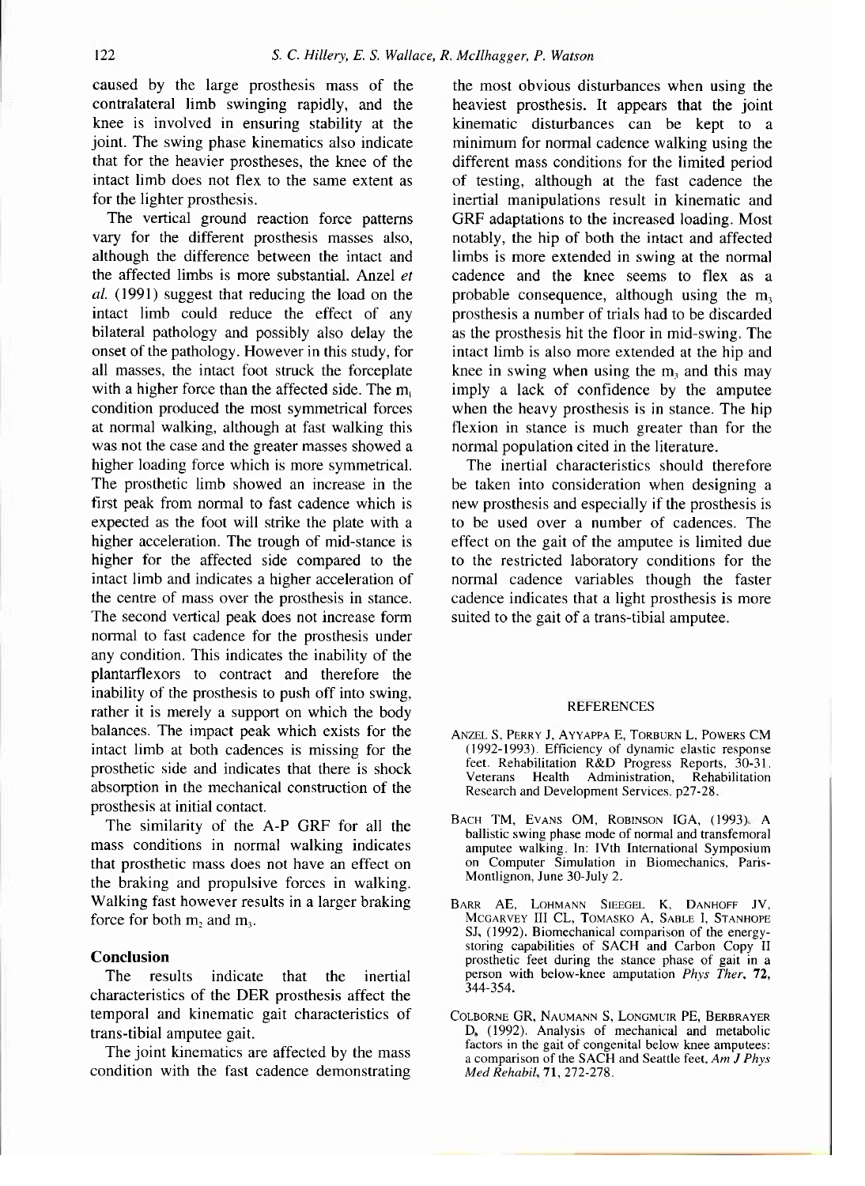caused by the large prosthesis mass of the contralateral limb swinging rapidly, and the knee is involved in ensuring stability at the joint. The swing phase kinematics also indicate that for the heavier prostheses, the knee of the intact limb does not flex to the same extent as for the lighter prosthesis.

The vertical ground reaction force patterns vary for the different prosthesis masses also, although the difference between the intact and the affected limbs is more substantial. Anzel *et al.* (1991) suggest that reducing the load on the intact limb could reduce the effect of any bilateral pathology and possibly also delay the onset of the pathology. However in this study, for all masses, the intact foot struck the forceplate with a higher force than the affected side. The $m_1$ condition produced the most symmetrical forces at normal walking, although at fast walking this was not the case and the greater masses showed a higher loading force which is more symmetrical. The prosthetic limb showed an increase in the first peak from normal to fast cadence which is expected as the foot will strike the plate with a higher acceleration. The trough of mid-stance is higher for the affected side compared to the intact limb and indicates a higher acceleration of the centre of mass over the prosthesis in stance. The second vertical peak does not increase form normal to fast cadence for the prosthesis under any condition. This indicates the inability of the plantarflexors to contract and therefore the inability of the prosthesis to push off into swing, rather it is merely a support on which the body balances. The impact peak which exists for the intact limb at both cadences is missing for the prosthetic side and indicates that there is shock absorption in the mechanical construction of the prosthesis at initial contact.

The similarity of the A-P GRF for all the mass conditions in normal walking indicates that prosthetic mass does not have an effect on the braking and propulsive forces in walking. Walking fast however results in a larger braking force for both $m_2$ and $m_3$.

## Conclusion

The results indicate that the inertial characteristics of the DER prosthesis affect the temporal and kinematic gait characteristics of trans-tibial amputee gait.

The joint kinematics are affected by the mass condition with the fast cadence demonstrating the most obvious disturbances when using the heaviest prosthesis. It appears that the joint kinematic disturbances can be kept to a minimum for normal cadence walking using the different mass conditions for the limited period of testing, although at the fast cadence the inertial manipulations result in kinematic and GRF adaptations to the increased loading. Most notably, the hip of both the intact and affected limbs is more extended in swing at the normal cadence and the knee seems to flex as a probable consequence, although using the $m_3$ prosthesis a number of trials had to be discarded as the prosthesis hit the floor in mid-swing. The intact limb is also more extended at the hip and knee in swing when using the $m_3$ and this may imply a lack of confidence by the amputee when the heavy prosthesis is in stance. The hip flexion in stance is much greater than for the normal population cited in the literature.

The inertial characteristics should therefore be taken into consideration when designing a new prosthesis and especially if the prosthesis is to be used over a number of cadences. The effect on the gait of the amputee is limited due to the restricted laboratory conditions for the normal cadence variables though the faster cadence indicates that a light prosthesis is more suited to the gait of a trans-tibial amputee.

## REFERENCES

Anzel S, Perry J, Ayyappa E, Torburn L, Powers CM (1992-1993). Efficiency of dynamic elastic response feet. Rehabilitation R&D Progress Reports, 30-31. Veterans Health Administration, Rehabilitation Research and Development Services. p27-28.

Bach TM, Evans OM, Robinson IGA, (1993). A ballistic swing phase mode of normal and transfemoral amputee walking. In: IVth International Symposium on Computer Simulation in Biomechanics, Paris-Montlignon, June 30-July 2.

Barr AE, Lohmann Sieegel K, Danhoff JV, McGarvey III CL, Tomasko A, Sable I, Stanhope SJ, (1992). Biomechanical comparison of the energy-storing capabilities of SACH and Carbon Copy II prosthetic feet during the stance phase of gait in a person with below-knee amputation *Phys Ther*, **72**, 344-354.

Colborne GR, Naumann S, Longmuir PE, Berbrayer D, (1992). Analysis of mechanical and metabolic factors in the gait of congenital below knee amputees: a comparison of the SACH and Seattle feet. *Am J Phys Med Rehabil*, **71**, 272-278.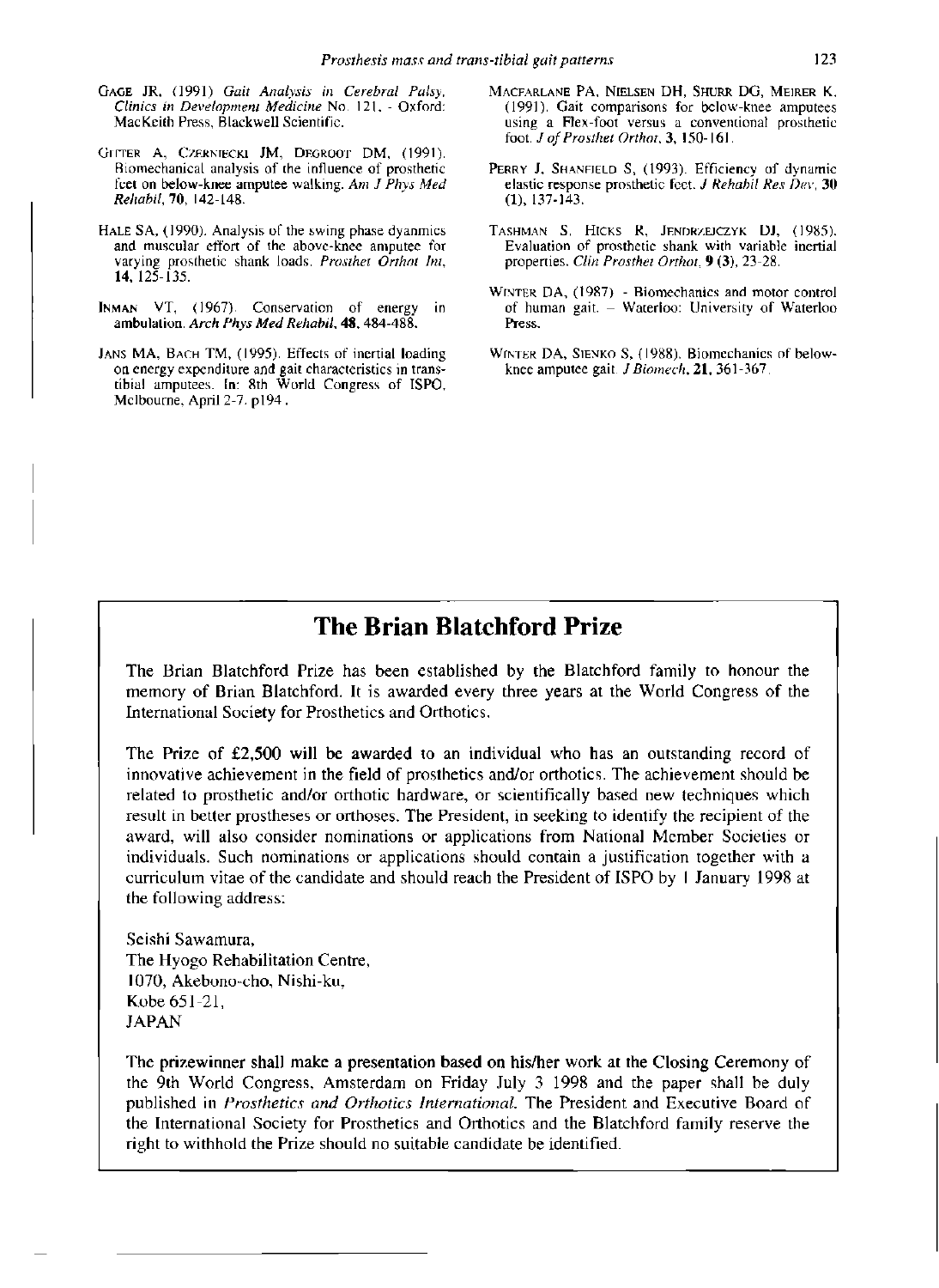GAGE JR. (1991) *Gait Analysis in Cerebral Palsy. Clinics in Development Medicine* No. 121. - Oxford: MacKeith Press, Blackwell Scientific.

GITTER A, CZERNIECKI JM, DEGROOT DM, (1991). Biomechanical analysis of the influence of prosthetic feet on below-knee amputee walking. *Am J Phys Med Rehabil*, **70**, 142-148.

HALE SA, (1990). Analysis of the swing phase dyanmics and muscular effort of the above-knee amputee for varying prosthetic shank loads. *Prosthet Orthot Int*, **14**, 125-135.

INMAN VT, (1967). Conservation of energy in ambulation. *Arch Phys Med Rehabil*, **48**, 484-488.

JANS MA, BACH TM, (1995). Effects of inertial loading on energy expenditure and gait characteristics in trans-tibial amputees. In: 8th World Congress of ISPO, Melbourne, April 2-7. p194.

MACFARLANE PA, NIELSEN DH, SHURR DG, MEIRER K, (1991). Gait comparisons for below-knee amputees using a Flex-foot versus a conventional prosthetic foot. *J of Prosthet Orthot*, **3**, 150-161.

PERRY J, SHANFIELD S, (1993). Efficiency of dynamic elastic response prosthetic feet. *J Rehabil Res Dev*, **30** (1), 137-143.

TASHMAN S, HICKS R, JENDRZEJCZYK DJ, (1985). Evaluation of prosthetic shank with variable inertial properties. *Clin Prosthet Orthot*, **9** (3), 23-28.

WINTER DA, (1987) - Biomechanics and motor control of human gait. – Waterloo: University of Waterloo Press.

WINTER DA, SIENKO S, (1988). Biomechanics of below-knee amputee gait. *J Biomech*, **21**, 361-367.

# The Brian Blatchford Prize

The Brian Blatchford Prize has been established by the Blatchford family to honour the memory of Brian Blatchford. It is awarded every three years at the World Congress of the International Society for Prosthetics and Orthotics.

The Prize of £2,500 will be awarded to an individual who has an outstanding record of innovative achievement in the field of prosthetics and/or orthotics. The achievement should be related to prosthetic and/or orthotic hardware, or scientifically based new techniques which result in better prostheses or orthoses. The President, in seeking to identify the recipient of the award, will also consider nominations or applications from National Member Societies or individuals. Such nominations or applications should contain a justification together with a curriculum vitae of the candidate and should reach the President of ISPO by 1 January 1998 at the following address:

Seishi Sawamura,
The Hyogo Rehabilitation Centre,
1070, Akebono-cho, Nishi-ku,
Kobe 651-21,
JAPAN

The prizewinner shall make a presentation based on his/her work at the Closing Ceremony of the 9th World Congress, Amsterdam on Friday July 3 1998 and the paper shall be duly published in *Prosthetics and Orthotics International*. The President and Executive Board of the International Society for Prosthetics and Orthotics and the Blatchford family reserve the right to withhold the Prize should no suitable candidate be identified.